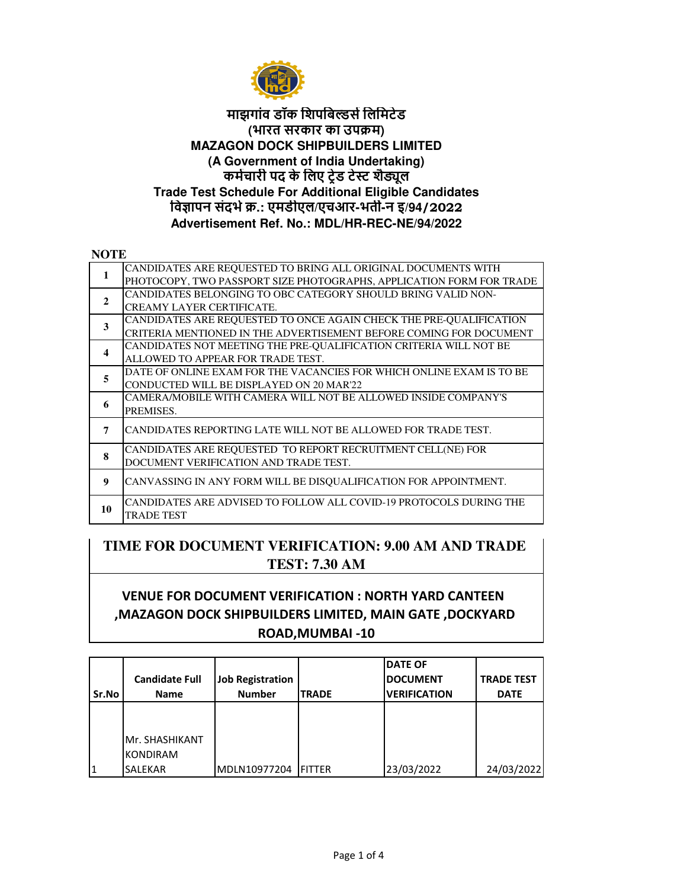# माझगांव डॉक शिपबिल्डर्स लिमिटेड
## (भारत सरकार का उपक्रम)
# MAZAGON DOCK SHIPBUILDERS LIMITED
## (A Government of India Undertaking)
## कर्मचारी पद के लिए ट्रेड टेस्ट शैड्यूल
## Trade Test Schedule For Additional Eligible Candidates
## विज्ञापन संदर्भ क्र.: एमडीएल/एचआर-भर्ती-न इ/94/2022
## Advertisement Ref. No.: MDL/HR-REC-NE/94/2022

**NOTE**

| | |
|---|---|
| 1 | CANDIDATES ARE REQUESTED TO BRING ALL ORIGINAL DOCUMENTS WITH PHOTOCOPY, TWO PASSPORT SIZE PHOTOGRAPHS, APPLICATION FORM FOR TRADE |
| 2 | CANDIDATES BELONGING TO OBC CATEGORY SHOULD BRING VALID NON-CREAMY LAYER CERTIFICATE. |
| 3 | CANDIDATES ARE REQUESTED TO ONCE AGAIN CHECK THE PRE-QUALIFICATION CRITERIA MENTIONED IN THE ADVERTISEMENT BEFORE COMING FOR DOCUMENT |
| 4 | CANDIDATES NOT MEETING THE PRE-QUALIFICATION CRITERIA WILL NOT BE ALLOWED TO APPEAR FOR TRADE TEST. |
| 5 | DATE OF ONLINE EXAM FOR THE VACANCIES FOR WHICH ONLINE EXAM IS TO BE CONDUCTED WILL BE DISPLAYED ON 20 MAR'22 |
| 6 | CAMERA/MOBILE WITH CAMERA WILL NOT BE ALLOWED INSIDE COMPANY'S PREMISES. |
| 7 | CANDIDATES REPORTING LATE WILL NOT BE ALLOWED FOR TRADE TEST. |
| 8 | CANDIDATES ARE REQUESTED TO REPORT RECRUITMENT CELL(NE) FOR DOCUMENT VERIFICATION AND TRADE TEST. |
| 9 | CANVASSING IN ANY FORM WILL BE DISQUALIFICATION FOR APPOINTMENT. |
| 10 | CANDIDATES ARE ADVISED TO FOLLOW ALL COVID-19 PROTOCOLS DURING THE TRADE TEST |

**TIME FOR DOCUMENT VERIFICATION: 9.00 AM AND TRADE TEST: 7.30 AM**

**VENUE FOR DOCUMENT VERIFICATION : NORTH YARD CANTEEN ,MAZAGON DOCK SHIPBUILDERS LIMITED, MAIN GATE ,DOCKYARD ROAD,MUMBAI -10**

| Sr.No | Candidate Full Name | Job Registration Number | TRADE | DATE OF DOCUMENT VERIFICATION | TRADE TEST DATE |
|---|---|---|---|---|---|
| 1 | Mr. SHASHIKANT KONDIRAM SALEKAR | MDLN10977204 | FITTER | 23/03/2022 | 24/03/2022 |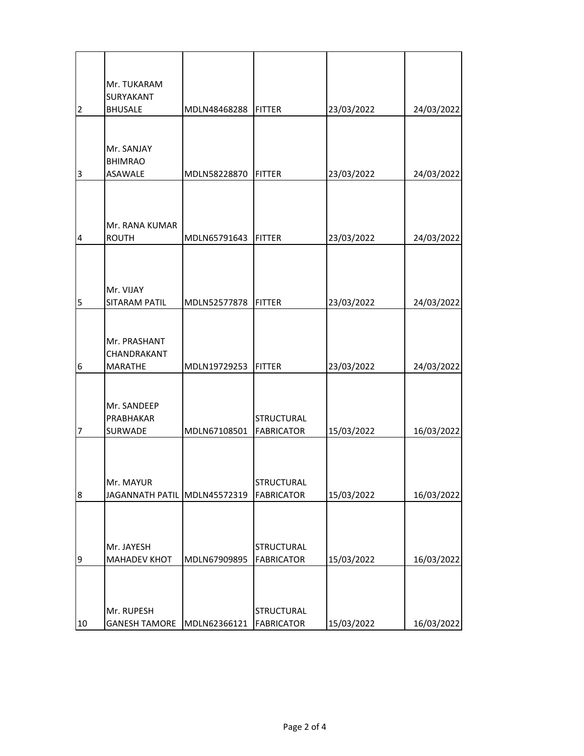| | | | | | |
|---|---|---|---|---|---|
| 2 | Mr. TUKARAM SURYAKANT BHUSALE | MDLN48468288 | FITTER | 23/03/2022 | 24/03/2022 |
| 3 | Mr. SANJAY BHIMRAO ASAWALE | MDLN58228870 | FITTER | 23/03/2022 | 24/03/2022 |
| 4 | Mr. RANA KUMAR ROUTH | MDLN65791643 | FITTER | 23/03/2022 | 24/03/2022 |
| 5 | Mr. VIJAY SITARAM PATIL | MDLN52577878 | FITTER | 23/03/2022 | 24/03/2022 |
| 6 | Mr. PRASHANT CHANDRAKANT MARATHE | MDLN19729253 | FITTER | 23/03/2022 | 24/03/2022 |
| 7 | Mr. SANDEEP PRABHAKAR SURWADE | MDLN67108501 | STRUCTURAL FABRICATOR | 15/03/2022 | 16/03/2022 |
| 8 | Mr. MAYUR JAGANNATH PATIL | MDLN45572319 | STRUCTURAL FABRICATOR | 15/03/2022 | 16/03/2022 |
| 9 | Mr. JAYESH MAHADEV KHOT | MDLN67909895 | STRUCTURAL FABRICATOR | 15/03/2022 | 16/03/2022 |
| 10 | Mr. RUPESH GANESH TAMORE | MDLN62366121 | STRUCTURAL FABRICATOR | 15/03/2022 | 16/03/2022 |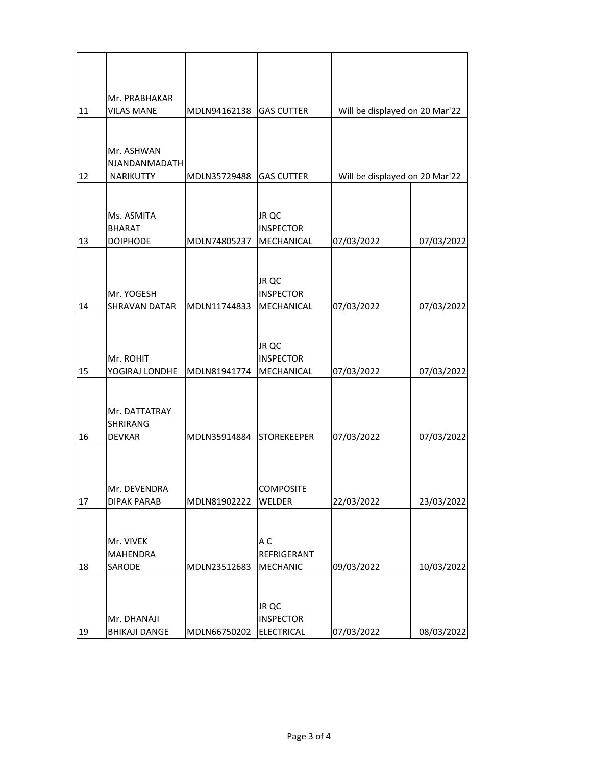| | | | | | |
|---|---|---|---|---|---|
| 11 | Mr. PRABHAKAR VILAS MANE | MDLN94162138 | GAS CUTTER | Will be displayed on 20 Mar'22 | |
| 12 | Mr. ASHWAN NJANDANMADATH NARIKUTTY | MDLN35729488 | GAS CUTTER | Will be displayed on 20 Mar'22 | |
| 13 | Ms. ASMITA BHARAT DOIPHODE | MDLN74805237 | JR QC INSPECTOR MECHANICAL | 07/03/2022 | 07/03/2022 |
| 14 | Mr. YOGESH SHRAVAN DATAR | MDLN11744833 | JR QC INSPECTOR MECHANICAL | 07/03/2022 | 07/03/2022 |
| 15 | Mr. ROHIT YOGIRAJ LONDHE | MDLN81941774 | JR QC INSPECTOR MECHANICAL | 07/03/2022 | 07/03/2022 |
| 16 | Mr. DATTATRAY SHRIRANG DEVKAR | MDLN35914884 | STOREKEEPER | 07/03/2022 | 07/03/2022 |
| 17 | Mr. DEVENDRA DIPAK PARAB | MDLN81902222 | COMPOSITE WELDER | 22/03/2022 | 23/03/2022 |
| 18 | Mr. VIVEK MAHENDRA SARODE | MDLN23512683 | A C REFRIGERANT MECHANIC | 09/03/2022 | 10/03/2022 |
| 19 | Mr. DHANAJI BHIKAJI DANGE | MDLN66750202 | JR QC INSPECTOR ELECTRICAL | 07/03/2022 | 08/03/2022 |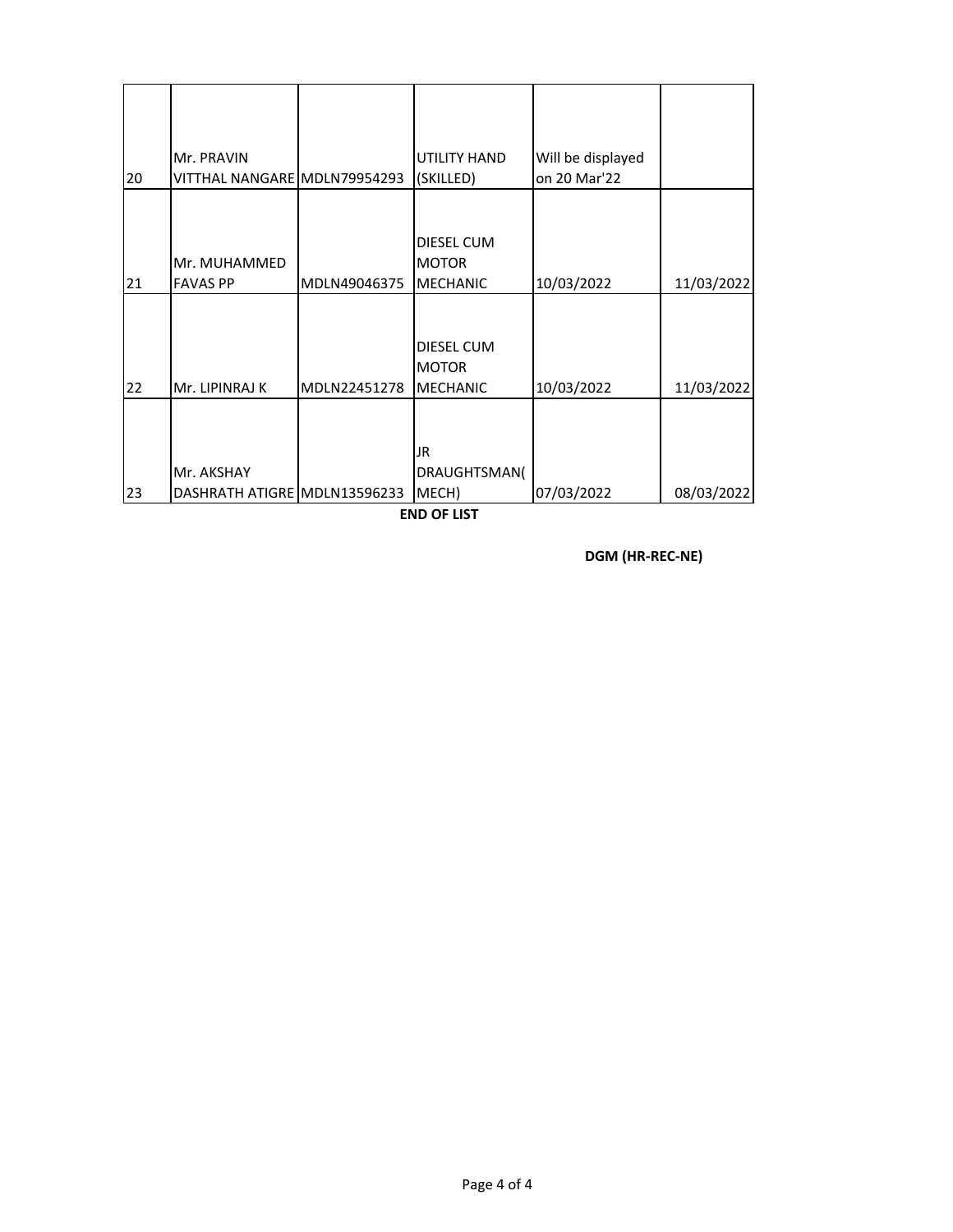| | | | | | |
|---|---|---|---|---|---|
| 20 | Mr. PRAVIN VITTHAL NANGARE | MDLN79954293 | UTILITY HAND (SKILLED) | Will be displayed on 20 Mar'22 | |
| 21 | Mr. MUHAMMED FAVAS PP | MDLN49046375 | DIESEL CUM MOTOR MECHANIC | 10/03/2022 | 11/03/2022 |
| 22 | Mr. LIPINRAJ K | MDLN22451278 | DIESEL CUM MOTOR MECHANIC | 10/03/2022 | 11/03/2022 |
| 23 | Mr. AKSHAY DASHRATH ATIGRE | MDLN13596233 | JR DRAUGHTSMAN(MECH) | 07/03/2022 | 08/03/2022 |

**END OF LIST**

**DGM (HR-REC-NE)**